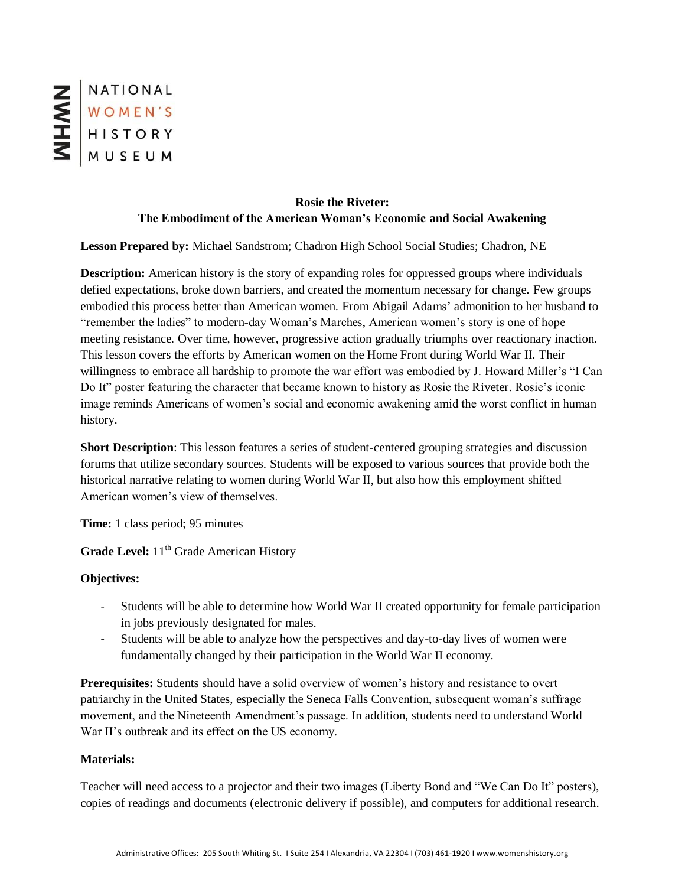NATIONAL WOMEN'S HISTORY MUSEUM

**Rosie the Riveter:**
**The Embodiment of the American Woman's Economic and Social Awakening**

**Lesson Prepared by:** Michael Sandstrom; Chadron High School Social Studies; Chadron, NE

**Description:** American history is the story of expanding roles for oppressed groups where individuals defied expectations, broke down barriers, and created the momentum necessary for change. Few groups embodied this process better than American women. From Abigail Adams' admonition to her husband to "remember the ladies" to modern-day Woman's Marches, American women's story is one of hope meeting resistance. Over time, however, progressive action gradually triumphs over reactionary inaction. This lesson covers the efforts by American women on the Home Front during World War II. Their willingness to embrace all hardship to promote the war effort was embodied by J. Howard Miller's "I Can Do It" poster featuring the character that became known to history as Rosie the Riveter. Rosie's iconic image reminds Americans of women's social and economic awakening amid the worst conflict in human history.

**Short Description**: This lesson features a series of student-centered grouping strategies and discussion forums that utilize secondary sources. Students will be exposed to various sources that provide both the historical narrative relating to women during World War II, but also how this employment shifted American women's view of themselves.

**Time:** 1 class period; 95 minutes

**Grade Level:** 11th Grade American History

**Objectives:**

- Students will be able to determine how World War II created opportunity for female participation in jobs previously designated for males.
- Students will be able to analyze how the perspectives and day-to-day lives of women were fundamentally changed by their participation in the World War II economy.

**Prerequisites:** Students should have a solid overview of women's history and resistance to overt patriarchy in the United States, especially the Seneca Falls Convention, subsequent woman's suffrage movement, and the Nineteenth Amendment's passage. In addition, students need to understand World War II's outbreak and its effect on the US economy.

**Materials:**

Teacher will need access to a projector and their two images (Liberty Bond and "We Can Do It" posters), copies of readings and documents (electronic delivery if possible), and computers for additional research.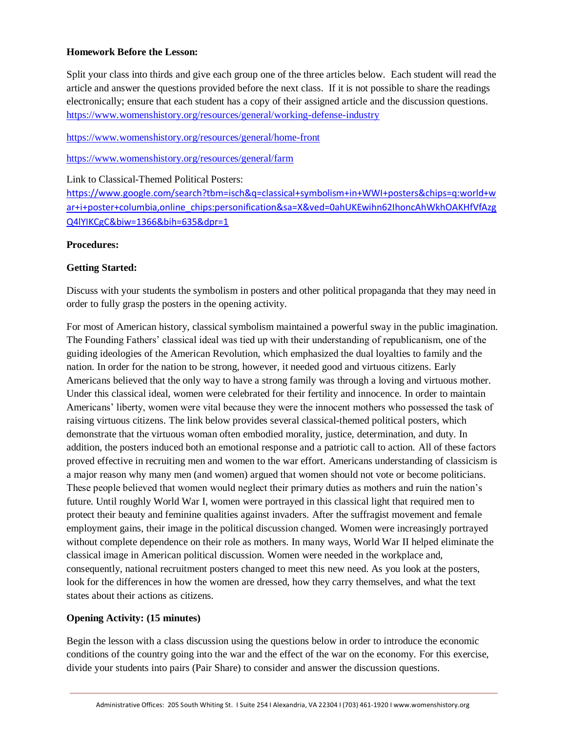**Homework Before the Lesson:**

Split your class into thirds and give each group one of the three articles below. Each student will read the article and answer the questions provided before the next class. If it is not possible to share the readings electronically; ensure that each student has a copy of their assigned article and the discussion questions.
https://www.womenshistory.org/resources/general/working-defense-industry

https://www.womenshistory.org/resources/general/home-front

https://www.womenshistory.org/resources/general/farm

Link to Classical-Themed Political Posters:
https://www.google.com/search?tbm=isch&q=classical+symbolism+in+WWI+posters&chips=q:world+war+i+poster+columbia,online_chips:personification&sa=X&ved=0ahUKEwihn62IhoncAhWkhOAKHfVfAzgQ4lYIKCgC&biw=1366&bih=635&dpr=1

**Procedures:**

**Getting Started:**

Discuss with your students the symbolism in posters and other political propaganda that they may need in order to fully grasp the posters in the opening activity.

For most of American history, classical symbolism maintained a powerful sway in the public imagination. The Founding Fathers' classical ideal was tied up with their understanding of republicanism, one of the guiding ideologies of the American Revolution, which emphasized the dual loyalties to family and the nation. In order for the nation to be strong, however, it needed good and virtuous citizens. Early Americans believed that the only way to have a strong family was through a loving and virtuous mother. Under this classical ideal, women were celebrated for their fertility and innocence. In order to maintain Americans' liberty, women were vital because they were the innocent mothers who possessed the task of raising virtuous citizens. The link below provides several classical-themed political posters, which demonstrate that the virtuous woman often embodied morality, justice, determination, and duty. In addition, the posters induced both an emotional response and a patriotic call to action. All of these factors proved effective in recruiting men and women to the war effort. Americans understanding of classicism is a major reason why many men (and women) argued that women should not vote or become politicians. These people believed that women would neglect their primary duties as mothers and ruin the nation's future. Until roughly World War I, women were portrayed in this classical light that required men to protect their beauty and feminine qualities against invaders. After the suffragist movement and female employment gains, their image in the political discussion changed. Women were increasingly portrayed without complete dependence on their role as mothers. In many ways, World War II helped eliminate the classical image in American political discussion. Women were needed in the workplace and, consequently, national recruitment posters changed to meet this new need. As you look at the posters, look for the differences in how the women are dressed, how they carry themselves, and what the text states about their actions as citizens.

**Opening Activity: (15 minutes)**

Begin the lesson with a class discussion using the questions below in order to introduce the economic conditions of the country going into the war and the effect of the war on the economy. For this exercise, divide your students into pairs (Pair Share) to consider and answer the discussion questions.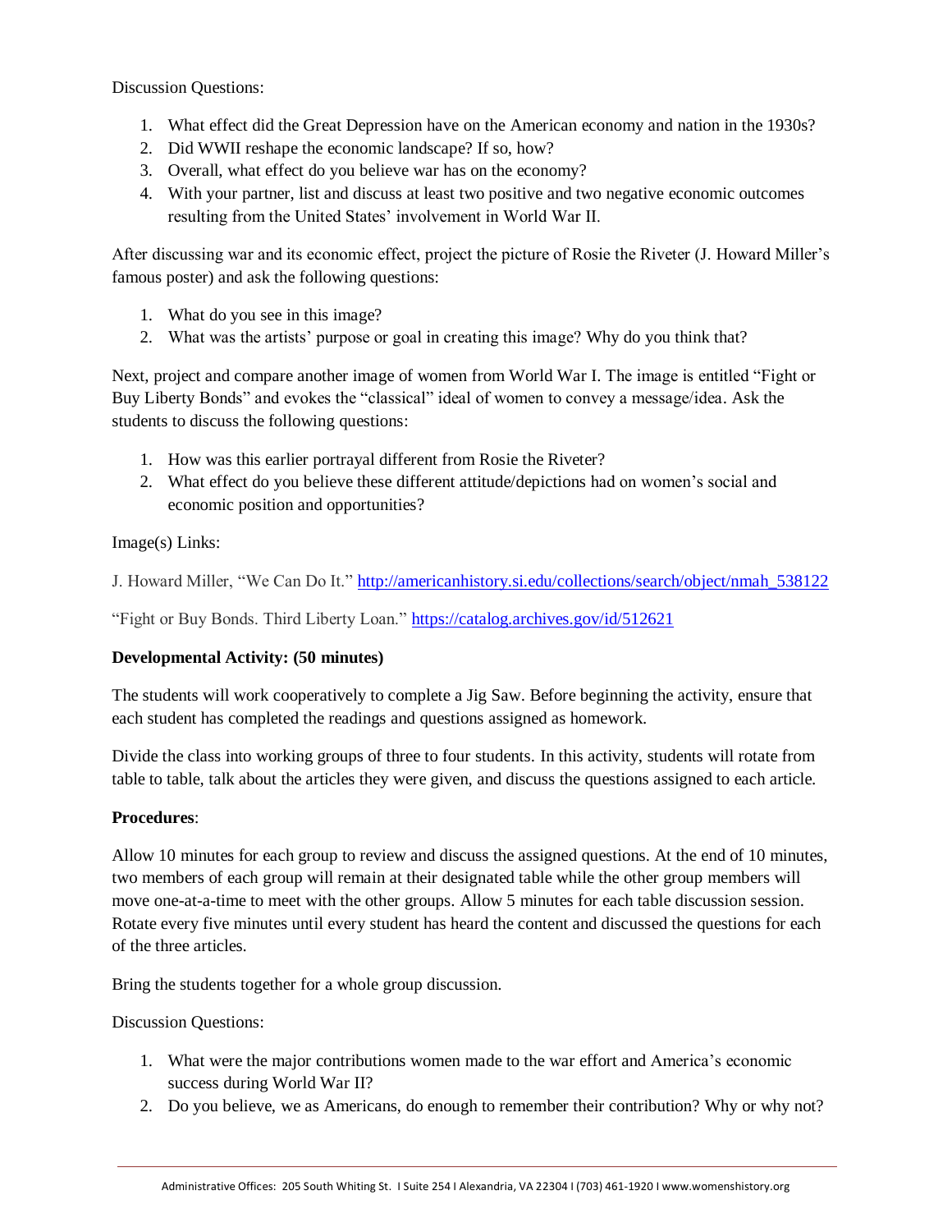Discussion Questions:

1. What effect did the Great Depression have on the American economy and nation in the 1930s?
2. Did WWII reshape the economic landscape? If so, how?
3. Overall, what effect do you believe war has on the economy?
4. With your partner, list and discuss at least two positive and two negative economic outcomes resulting from the United States' involvement in World War II.

After discussing war and its economic effect, project the picture of Rosie the Riveter (J. Howard Miller's famous poster) and ask the following questions:

1. What do you see in this image?
2. What was the artists' purpose or goal in creating this image? Why do you think that?

Next, project and compare another image of women from World War I. The image is entitled "Fight or Buy Liberty Bonds" and evokes the "classical" ideal of women to convey a message/idea. Ask the students to discuss the following questions:

1. How was this earlier portrayal different from Rosie the Riveter?
2. What effect do you believe these different attitude/depictions had on women's social and economic position and opportunities?

Image(s) Links:

J. Howard Miller, "We Can Do It." [http://americanhistory.si.edu/collections/search/object/nmah_538122](http://americanhistory.si.edu/collections/search/object/nmah_538122)

"Fight or Buy Bonds. Third Liberty Loan." [https://catalog.archives.gov/id/512621](https://catalog.archives.gov/id/512621)

**Developmental Activity: (50 minutes)**

The students will work cooperatively to complete a Jig Saw. Before beginning the activity, ensure that each student has completed the readings and questions assigned as homework.

Divide the class into working groups of three to four students. In this activity, students will rotate from table to table, talk about the articles they were given, and discuss the questions assigned to each article.

**Procedures**:

Allow 10 minutes for each group to review and discuss the assigned questions. At the end of 10 minutes, two members of each group will remain at their designated table while the other group members will move one-at-a-time to meet with the other groups. Allow 5 minutes for each table discussion session. Rotate every five minutes until every student has heard the content and discussed the questions for each of the three articles.

Bring the students together for a whole group discussion.

Discussion Questions:

1. What were the major contributions women made to the war effort and America's economic success during World War II?
2. Do you believe, we as Americans, do enough to remember their contribution? Why or why not?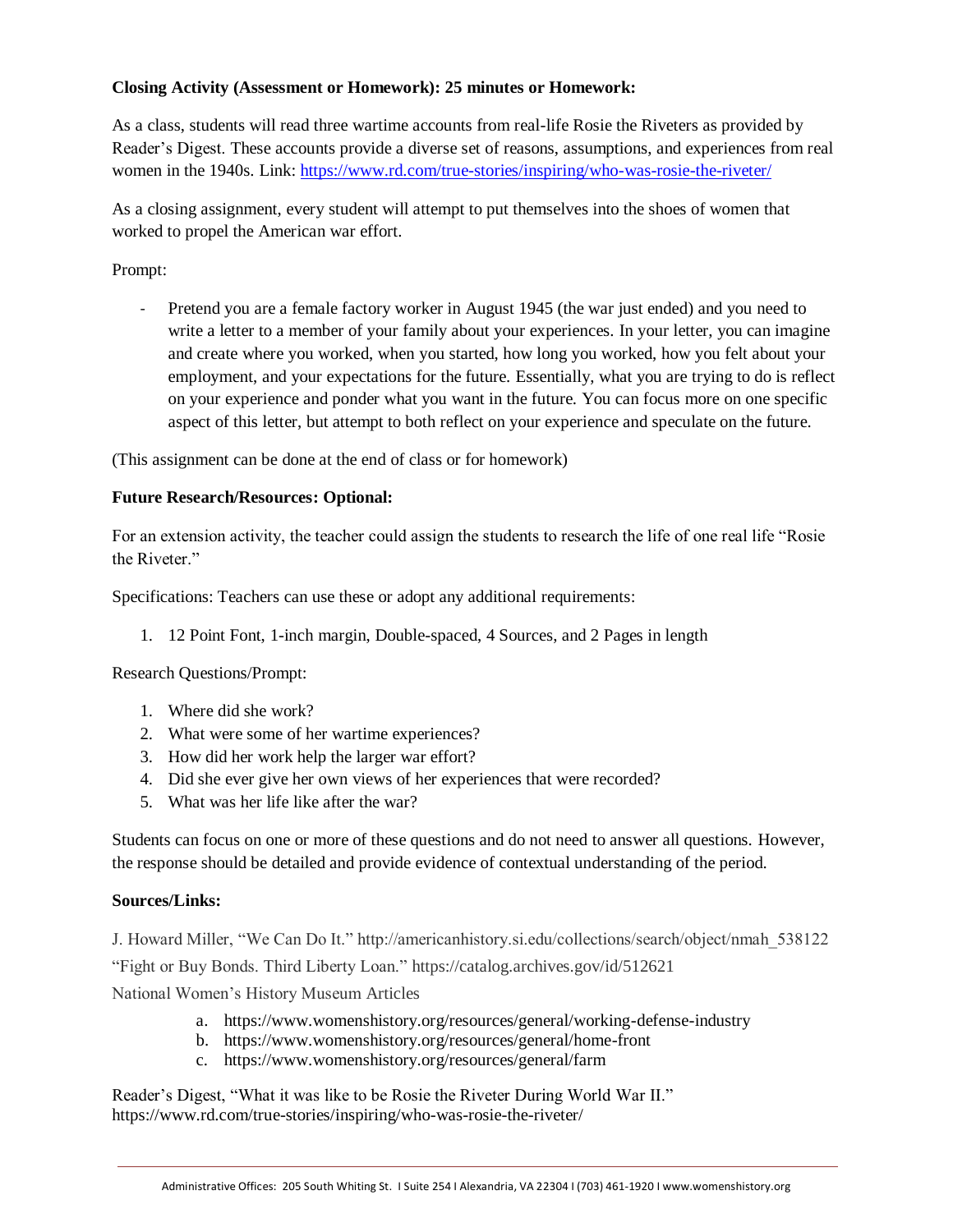**Closing Activity (Assessment or Homework): 25 minutes or Homework:**

As a class, students will read three wartime accounts from real-life Rosie the Riveters as provided by Reader's Digest. These accounts provide a diverse set of reasons, assumptions, and experiences from real women in the 1940s. Link: https://www.rd.com/true-stories/inspiring/who-was-rosie-the-riveter/

As a closing assignment, every student will attempt to put themselves into the shoes of women that worked to propel the American war effort.

Prompt:

- Pretend you are a female factory worker in August 1945 (the war just ended) and you need to write a letter to a member of your family about your experiences. In your letter, you can imagine and create where you worked, when you started, how long you worked, how you felt about your employment, and your expectations for the future. Essentially, what you are trying to do is reflect on your experience and ponder what you want in the future. You can focus more on one specific aspect of this letter, but attempt to both reflect on your experience and speculate on the future.

(This assignment can be done at the end of class or for homework)

**Future Research/Resources: Optional:**

For an extension activity, the teacher could assign the students to research the life of one real life "Rosie the Riveter."

Specifications: Teachers can use these or adopt any additional requirements:

1. 12 Point Font, 1-inch margin, Double-spaced, 4 Sources, and 2 Pages in length

Research Questions/Prompt:

1. Where did she work?
2. What were some of her wartime experiences?
3. How did her work help the larger war effort?
4. Did she ever give her own views of her experiences that were recorded?
5. What was her life like after the war?

Students can focus on one or more of these questions and do not need to answer all questions. However, the response should be detailed and provide evidence of contextual understanding of the period.

**Sources/Links:**

J. Howard Miller, "We Can Do It." http://americanhistory.si.edu/collections/search/object/nmah_538122

"Fight or Buy Bonds. Third Liberty Loan." https://catalog.archives.gov/id/512621

National Women's History Museum Articles

a. https://www.womenshistory.org/resources/general/working-defense-industry
b. https://www.womenshistory.org/resources/general/home-front
c. https://www.womenshistory.org/resources/general/farm

Reader's Digest, "What it was like to be Rosie the Riveter During World War II." https://www.rd.com/true-stories/inspiring/who-was-rosie-the-riveter/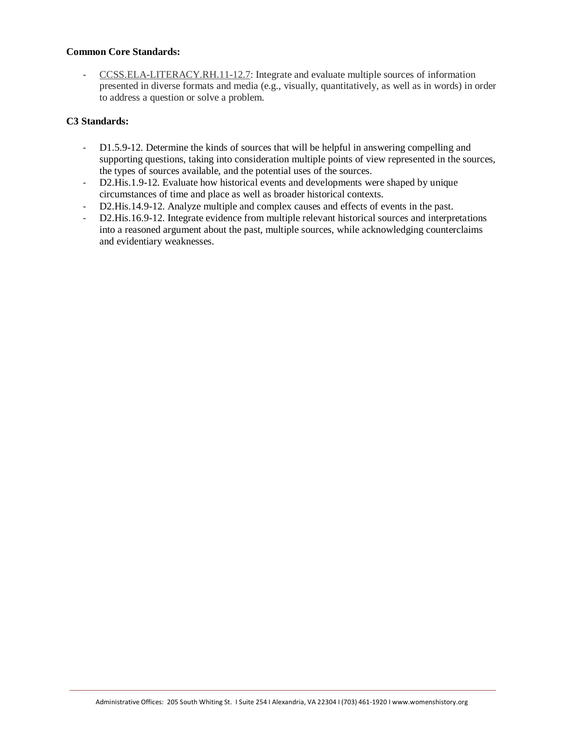**Common Core Standards:**

- CCSS.ELA-LITERACY.RH.11-12.7: Integrate and evaluate multiple sources of information presented in diverse formats and media (e.g., visually, quantitatively, as well as in words) in order to address a question or solve a problem.

**C3 Standards:**

- D1.5.9-12. Determine the kinds of sources that will be helpful in answering compelling and supporting questions, taking into consideration multiple points of view represented in the sources, the types of sources available, and the potential uses of the sources.
- D2.His.1.9-12. Evaluate how historical events and developments were shaped by unique circumstances of time and place as well as broader historical contexts.
- D2.His.14.9-12. Analyze multiple and complex causes and effects of events in the past.
- D2.His.16.9-12. Integrate evidence from multiple relevant historical sources and interpretations into a reasoned argument about the past, multiple sources, while acknowledging counterclaims and evidentiary weaknesses.